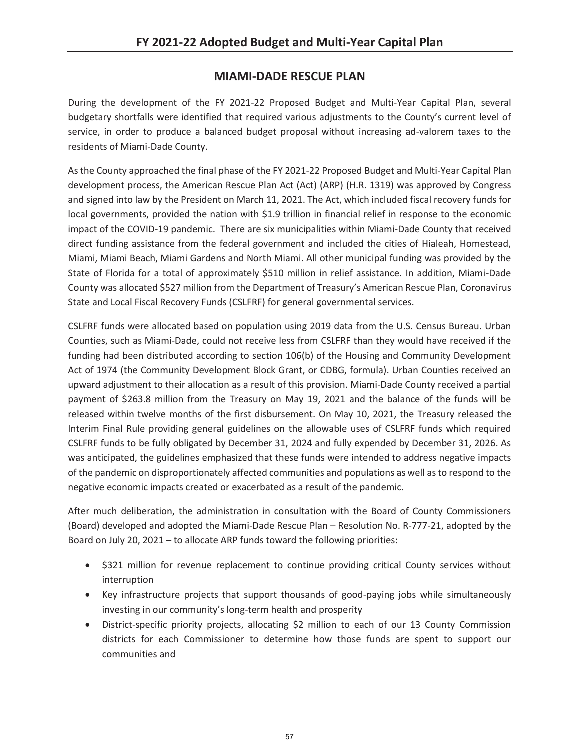## MIAMI-DADE RESCUE PLAN

During the development of the FY 2021-22 Proposed Budget and Multi-Year Capital Plan, several budgetary shortfalls were identified that required various adjustments to the County's current level of service, in order to produce a balanced budget proposal without increasing ad-valorem taxes to the residents of Miami-Dade County.

As the County approached the final phase of the FY 2021-22 Proposed Budget and Multi-Year Capital Plan development process, the American Rescue Plan Act (Act) (ARP) (H.R. 1319) was approved by Congress and signed into law by the President on March 11, 2021. The Act, which included fiscal recovery funds for local governments, provided the nation with $1.9 trillion in financial relief in response to the economic impact of the COVID-19 pandemic. There are six municipalities within Miami-Dade County that received direct funding assistance from the federal government and included the cities of Hialeah, Homestead, Miami, Miami Beach, Miami Gardens and North Miami. All other municipal funding was provided by the State of Florida for a total of approximately $510 million in relief assistance. In addition, Miami-Dade County was allocated $527 million from the Department of Treasury's American Rescue Plan, Coronavirus State and Local Fiscal Recovery Funds (CSLFRF) for general governmental services.

CSLFRF funds were allocated based on population using 2019 data from the U.S. Census Bureau. Urban Counties, such as Miami-Dade, could not receive less from CSLFRF than they would have received if the funding had been distributed according to section 106(b) of the Housing and Community Development Act of 1974 (the Community Development Block Grant, or CDBG, formula). Urban Counties received an upward adjustment to their allocation as a result of this provision. Miami-Dade County received a partial payment of $263.8 million from the Treasury on May 19, 2021 and the balance of the funds will be released within twelve months of the first disbursement. On May 10, 2021, the Treasury released the Interim Final Rule providing general guidelines on the allowable uses of CSLFRF funds which required CSLFRF funds to be fully obligated by December 31, 2024 and fully expended by December 31, 2026. As was anticipated, the guidelines emphasized that these funds were intended to address negative impacts of the pandemic on disproportionately affected communities and populations as well as to respond to the negative economic impacts created or exacerbated as a result of the pandemic.

After much deliberation, the administration in consultation with the Board of County Commissioners (Board) developed and adopted the Miami-Dade Rescue Plan – Resolution No. R-777-21, adopted by the Board on July 20, 2021 – to allocate ARP funds toward the following priorities:

- $321 million for revenue replacement to continue providing critical County services without interruption
- Key infrastructure projects that support thousands of good-paying jobs while simultaneously investing in our community's long-term health and prosperity
- District-specific priority projects, allocating $2 million to each of our 13 County Commission districts for each Commissioner to determine how those funds are spent to support our communities and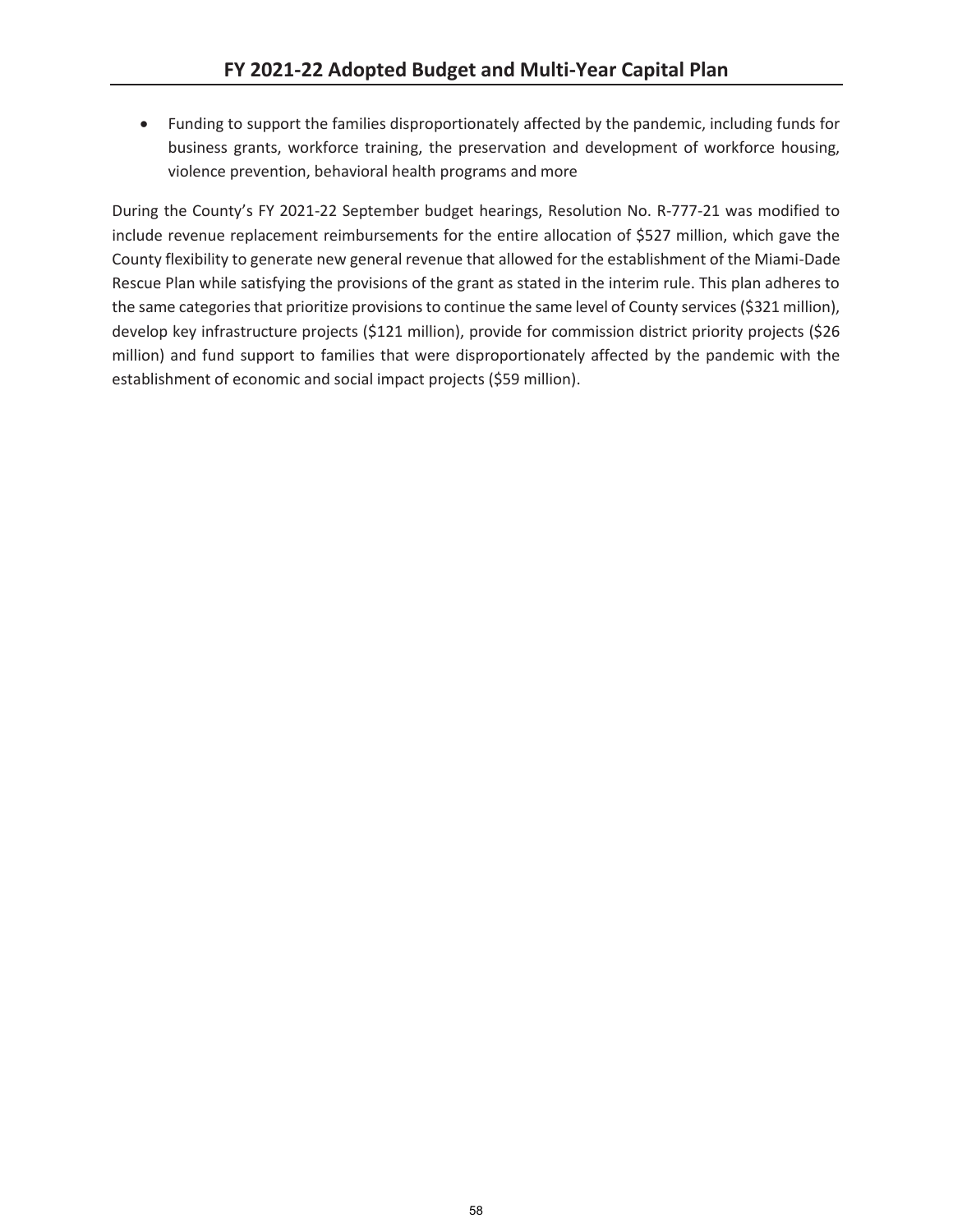- Funding to support the families disproportionately affected by the pandemic, including funds for business grants, workforce training, the preservation and development of workforce housing, violence prevention, behavioral health programs and more

During the County's FY 2021-22 September budget hearings, Resolution No. R-777-21 was modified to include revenue replacement reimbursements for the entire allocation of $527 million, which gave the County flexibility to generate new general revenue that allowed for the establishment of the Miami-Dade Rescue Plan while satisfying the provisions of the grant as stated in the interim rule. This plan adheres to the same categories that prioritize provisions to continue the same level of County services ($321 million), develop key infrastructure projects ($121 million), provide for commission district priority projects ($26 million) and fund support to families that were disproportionately affected by the pandemic with the establishment of economic and social impact projects ($59 million).